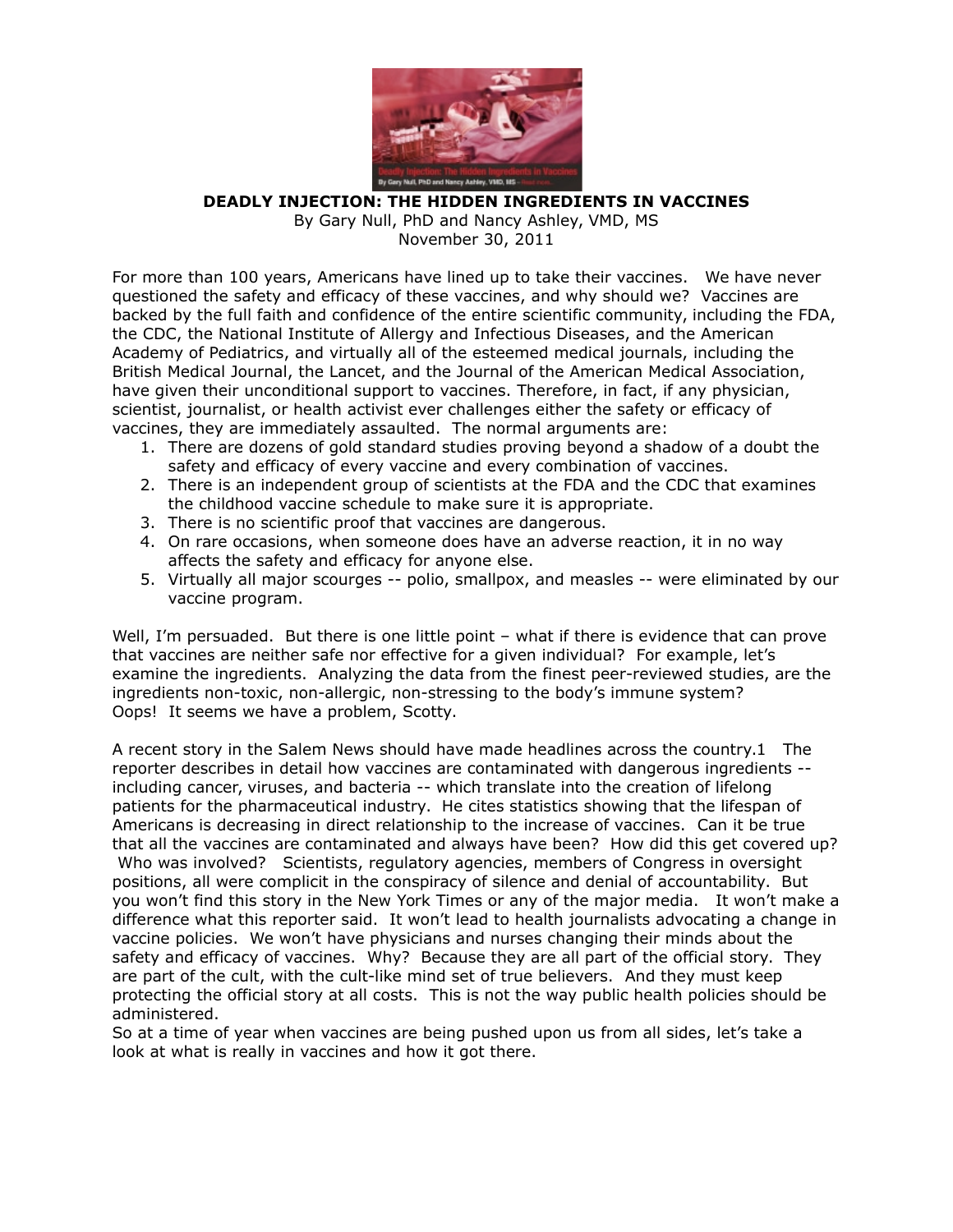# DEADLY INJECTION: THE HIDDEN INGREDIENTS IN VACCINES

By Gary Null, PhD and Nancy Ashley, VMD, MS
November 30, 2011

For more than 100 years, Americans have lined up to take their vaccines. We have never questioned the safety and efficacy of these vaccines, and why should we? Vaccines are backed by the full faith and confidence of the entire scientific community, including the FDA, the CDC, the National Institute of Allergy and Infectious Diseases, and the American Academy of Pediatrics, and virtually all of the esteemed medical journals, including the British Medical Journal, the Lancet, and the Journal of the American Medical Association, have given their unconditional support to vaccines. Therefore, in fact, if any physician, scientist, journalist, or health activist ever challenges either the safety or efficacy of vaccines, they are immediately assaulted. The normal arguments are:

1. There are dozens of gold standard studies proving beyond a shadow of a doubt the safety and efficacy of every vaccine and every combination of vaccines.
2. There is an independent group of scientists at the FDA and the CDC that examines the childhood vaccine schedule to make sure it is appropriate.
3. There is no scientific proof that vaccines are dangerous.
4. On rare occasions, when someone does have an adverse reaction, it in no way affects the safety and efficacy for anyone else.
5. Virtually all major scourges -- polio, smallpox, and measles -- were eliminated by our vaccine program.

Well, I'm persuaded. But there is one little point – what if there is evidence that can prove that vaccines are neither safe nor effective for a given individual? For example, let's examine the ingredients. Analyzing the data from the finest peer-reviewed studies, are the ingredients non-toxic, non-allergic, non-stressing to the body's immune system? Oops! It seems we have a problem, Scotty.

A recent story in the Salem News should have made headlines across the country.[1] The reporter describes in detail how vaccines are contaminated with dangerous ingredients -- including cancer, viruses, and bacteria -- which translate into the creation of lifelong patients for the pharmaceutical industry. He cites statistics showing that the lifespan of Americans is decreasing in direct relationship to the increase of vaccines. Can it be true that all the vaccines are contaminated and always have been? How did this get covered up? Who was involved? Scientists, regulatory agencies, members of Congress in oversight positions, all were complicit in the conspiracy of silence and denial of accountability. But you won't find this story in the New York Times or any of the major media. It won't make a difference what this reporter said. It won't lead to health journalists advocating a change in vaccine policies. We won't have physicians and nurses changing their minds about the safety and efficacy of vaccines. Why? Because they are all part of the official story. They are part of the cult, with the cult-like mind set of true believers. And they must keep protecting the official story at all costs. This is not the way public health policies should be administered.

So at a time of year when vaccines are being pushed upon us from all sides, let's take a look at what is really in vaccines and how it got there.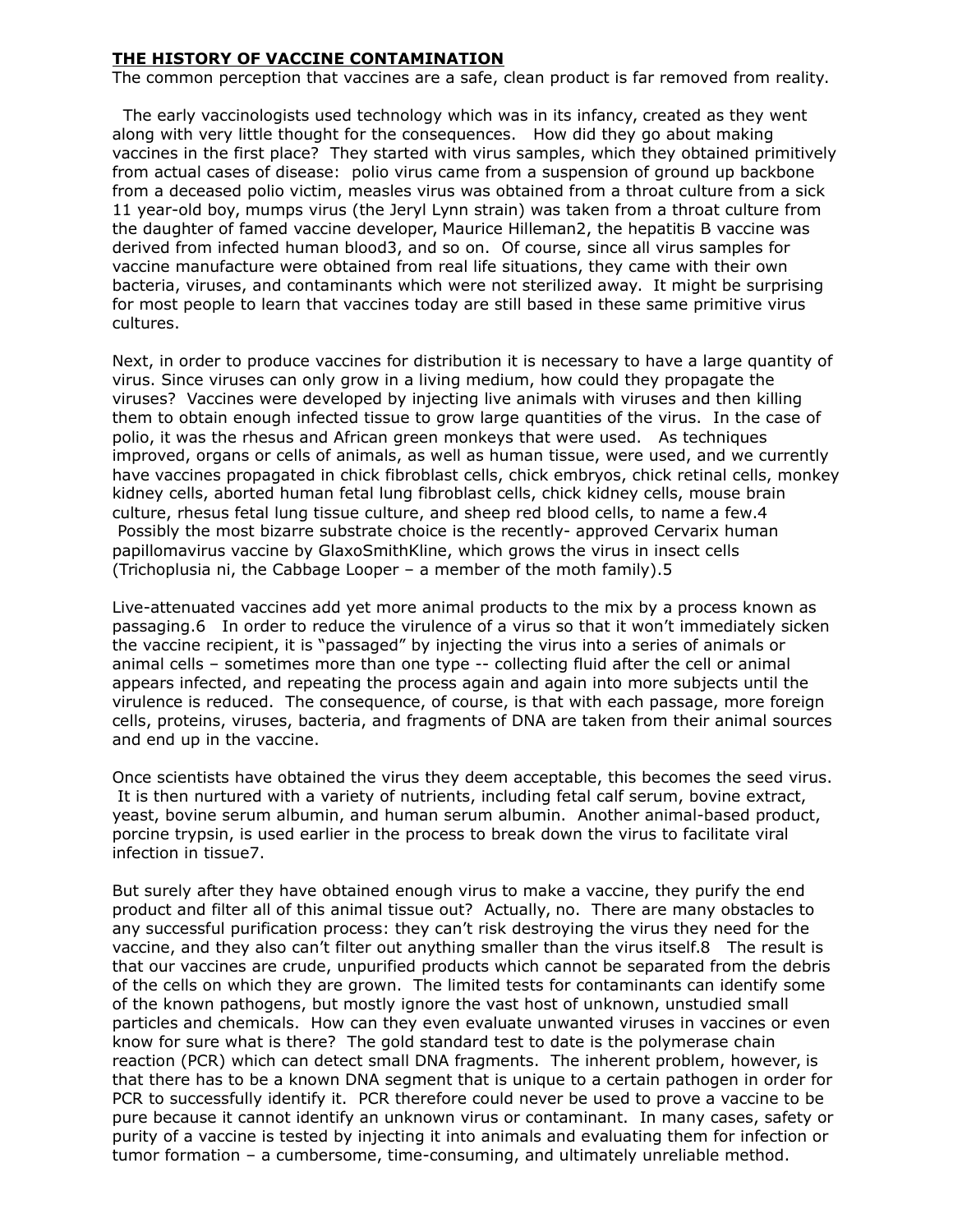**THE HISTORY OF VACCINE CONTAMINATION**

The common perception that vaccines are a safe, clean product is far removed from reality.

The early vaccinologists used technology which was in its infancy, created as they went along with very little thought for the consequences. How did they go about making vaccines in the first place? They started with virus samples, which they obtained primitively from actual cases of disease: polio virus came from a suspension of ground up backbone from a deceased polio victim, measles virus was obtained from a throat culture from a sick 11 year-old boy, mumps virus (the Jeryl Lynn strain) was taken from a throat culture from the daughter of famed vaccine developer, Maurice Hilleman[2], the hepatitis B vaccine was derived from infected human blood[3], and so on. Of course, since all virus samples for vaccine manufacture were obtained from real life situations, they came with their own bacteria, viruses, and contaminants which were not sterilized away. It might be surprising for most people to learn that vaccines today are still based in these same primitive virus cultures.

Next, in order to produce vaccines for distribution it is necessary to have a large quantity of virus. Since viruses can only grow in a living medium, how could they propagate the viruses? Vaccines were developed by injecting live animals with viruses and then killing them to obtain enough infected tissue to grow large quantities of the virus. In the case of polio, it was the rhesus and African green monkeys that were used. As techniques improved, organs or cells of animals, as well as human tissue, were used, and we currently have vaccines propagated in chick fibroblast cells, chick embryos, chick retinal cells, monkey kidney cells, aborted human fetal lung fibroblast cells, chick kidney cells, mouse brain culture, rhesus fetal lung tissue culture, and sheep red blood cells, to name a few.[4] Possibly the most bizarre substrate choice is the recently- approved Cervarix human papillomavirus vaccine by GlaxoSmithKline, which grows the virus in insect cells (Trichoplusia ni, the Cabbage Looper – a member of the moth family).[5]

Live-attenuated vaccines add yet more animal products to the mix by a process known as passaging.[6] In order to reduce the virulence of a virus so that it won't immediately sicken the vaccine recipient, it is "passaged" by injecting the virus into a series of animals or animal cells – sometimes more than one type -- collecting fluid after the cell or animal appears infected, and repeating the process again and again into more subjects until the virulence is reduced. The consequence, of course, is that with each passage, more foreign cells, proteins, viruses, bacteria, and fragments of DNA are taken from their animal sources and end up in the vaccine.

Once scientists have obtained the virus they deem acceptable, this becomes the seed virus. It is then nurtured with a variety of nutrients, including fetal calf serum, bovine extract, yeast, bovine serum albumin, and human serum albumin. Another animal-based product, porcine trypsin, is used earlier in the process to break down the virus to facilitate viral infection in tissue[7].

But surely after they have obtained enough virus to make a vaccine, they purify the end product and filter all of this animal tissue out? Actually, no. There are many obstacles to any successful purification process: they can't risk destroying the virus they need for the vaccine, and they also can't filter out anything smaller than the virus itself.[8] The result is that our vaccines are crude, unpurified products which cannot be separated from the debris of the cells on which they are grown. The limited tests for contaminants can identify some of the known pathogens, but mostly ignore the vast host of unknown, unstudied small particles and chemicals. How can they even evaluate unwanted viruses in vaccines or even know for sure what is there? The gold standard test to date is the polymerase chain reaction (PCR) which can detect small DNA fragments. The inherent problem, however, is that there has to be a known DNA segment that is unique to a certain pathogen in order for PCR to successfully identify it. PCR therefore could never be used to prove a vaccine to be pure because it cannot identify an unknown virus or contaminant. In many cases, safety or purity of a vaccine is tested by injecting it into animals and evaluating them for infection or tumor formation – a cumbersome, time-consuming, and ultimately unreliable method.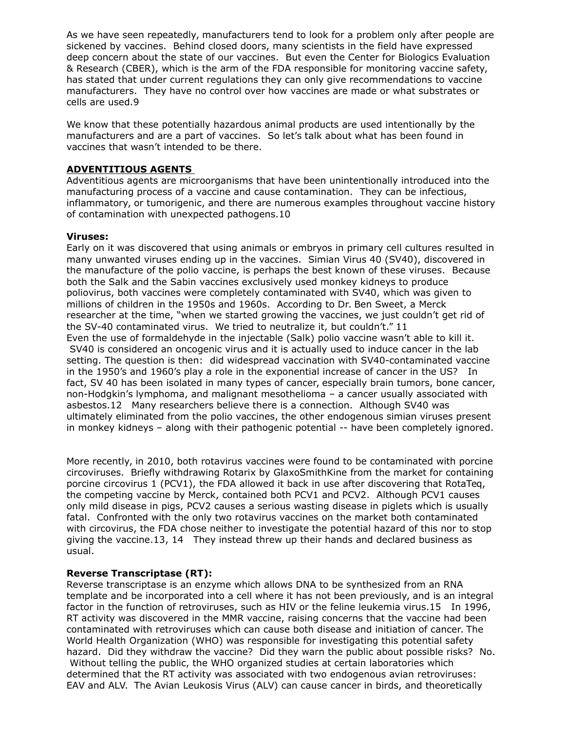As we have seen repeatedly, manufacturers tend to look for a problem only after people are sickened by vaccines. Behind closed doors, many scientists in the field have expressed deep concern about the state of our vaccines. But even the Center for Biologics Evaluation & Research (CBER), which is the arm of the FDA responsible for monitoring vaccine safety, has stated that under current regulations they can only give recommendations to vaccine manufacturers. They have no control over how vaccines are made or what substrates or cells are used.9

We know that these potentially hazardous animal products are used intentionally by the manufacturers and are a part of vaccines. So let's talk about what has been found in vaccines that wasn't intended to be there.

## ADVENTITIOUS AGENTS

Adventitious agents are microorganisms that have been unintentionally introduced into the manufacturing process of a vaccine and cause contamination. They can be infectious, inflammatory, or tumorigenic, and there are numerous examples throughout vaccine history of contamination with unexpected pathogens.10

### Viruses:

Early on it was discovered that using animals or embryos in primary cell cultures resulted in many unwanted viruses ending up in the vaccines. Simian Virus 40 (SV40), discovered in the manufacture of the polio vaccine, is perhaps the best known of these viruses. Because both the Salk and the Sabin vaccines exclusively used monkey kidneys to produce poliovirus, both vaccines were completely contaminated with SV40, which was given to millions of children in the 1950s and 1960s. According to Dr. Ben Sweet, a Merck researcher at the time, "when we started growing the vaccines, we just couldn't get rid of the SV-40 contaminated virus. We tried to neutralize it, but couldn't." 11
Even the use of formaldehyde in the injectable (Salk) polio vaccine wasn't able to kill it. SV40 is considered an oncogenic virus and it is actually used to induce cancer in the lab setting. The question is then: did widespread vaccination with SV40-contaminated vaccine in the 1950's and 1960's play a role in the exponential increase of cancer in the US? In fact, SV 40 has been isolated in many types of cancer, especially brain tumors, bone cancer, non-Hodgkin's lymphoma, and malignant mesothelioma – a cancer usually associated with asbestos.12 Many researchers believe there is a connection. Although SV40 was ultimately eliminated from the polio vaccines, the other endogenous simian viruses present in monkey kidneys – along with their pathogenic potential -- have been completely ignored.

More recently, in 2010, both rotavirus vaccines were found to be contaminated with porcine circoviruses. Briefly withdrawing Rotarix by GlaxoSmithKine from the market for containing porcine circovirus 1 (PCV1), the FDA allowed it back in use after discovering that RotaTeq, the competing vaccine by Merck, contained both PCV1 and PCV2. Although PCV1 causes only mild disease in pigs, PCV2 causes a serious wasting disease in piglets which is usually fatal. Confronted with the only two rotavirus vaccines on the market both contaminated with circovirus, the FDA chose neither to investigate the potential hazard of this nor to stop giving the vaccine.13, 14 They instead threw up their hands and declared business as usual.

### Reverse Transcriptase (RT):

Reverse transcriptase is an enzyme which allows DNA to be synthesized from an RNA template and be incorporated into a cell where it has not been previously, and is an integral factor in the function of retroviruses, such as HIV or the feline leukemia virus.15 In 1996, RT activity was discovered in the MMR vaccine, raising concerns that the vaccine had been contaminated with retroviruses which can cause both disease and initiation of cancer. The World Health Organization (WHO) was responsible for investigating this potential safety hazard. Did they withdraw the vaccine? Did they warn the public about possible risks? No. Without telling the public, the WHO organized studies at certain laboratories which determined that the RT activity was associated with two endogenous avian retroviruses: EAV and ALV. The Avian Leukosis Virus (ALV) can cause cancer in birds, and theoretically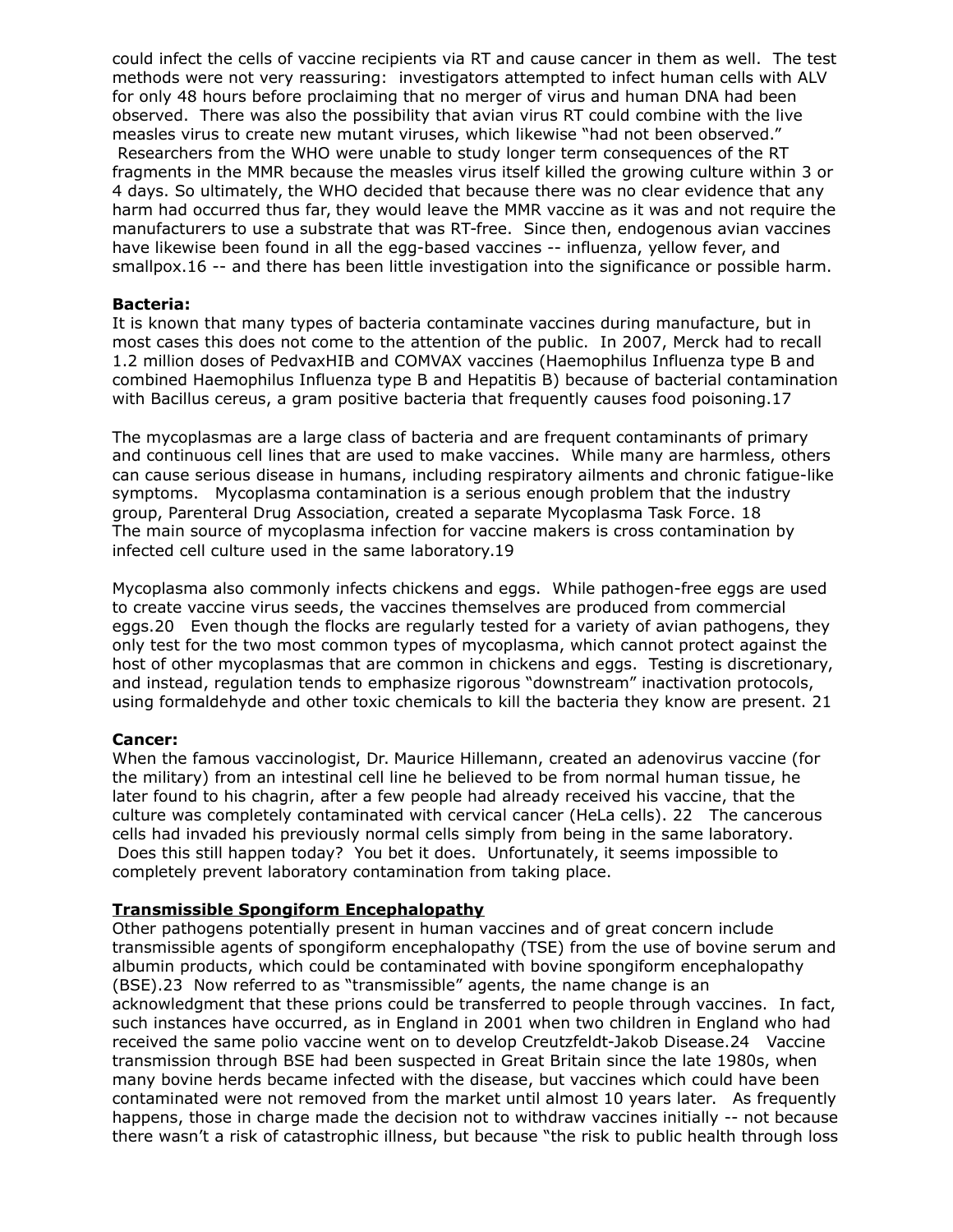could infect the cells of vaccine recipients via RT and cause cancer in them as well. The test methods were not very reassuring: investigators attempted to infect human cells with ALV for only 48 hours before proclaiming that no merger of virus and human DNA had been observed. There was also the possibility that avian virus RT could combine with the live measles virus to create new mutant viruses, which likewise "had not been observed." Researchers from the WHO were unable to study longer term consequences of the RT fragments in the MMR because the measles virus itself killed the growing culture within 3 or 4 days. So ultimately, the WHO decided that because there was no clear evidence that any harm had occurred thus far, they would leave the MMR vaccine as it was and not require the manufacturers to use a substrate that was RT-free. Since then, endogenous avian vaccines have likewise been found in all the egg-based vaccines -- influenza, yellow fever, and smallpox.16 -- and there has been little investigation into the significance or possible harm.

**Bacteria:**
It is known that many types of bacteria contaminate vaccines during manufacture, but in most cases this does not come to the attention of the public. In 2007, Merck had to recall 1.2 million doses of PedvaxHIB and COMVAX vaccines (Haemophilus Influenza type B and combined Haemophilus Influenza type B and Hepatitis B) because of bacterial contamination with Bacillus cereus, a gram positive bacteria that frequently causes food poisoning.17

The mycoplasmas are a large class of bacteria and are frequent contaminants of primary and continuous cell lines that are used to make vaccines. While many are harmless, others can cause serious disease in humans, including respiratory ailments and chronic fatigue-like symptoms. Mycoplasma contamination is a serious enough problem that the industry group, Parenteral Drug Association, created a separate Mycoplasma Task Force. 18
The main source of mycoplasma infection for vaccine makers is cross contamination by infected cell culture used in the same laboratory.19

Mycoplasma also commonly infects chickens and eggs. While pathogen-free eggs are used to create vaccine virus seeds, the vaccines themselves are produced from commercial eggs.20 Even though the flocks are regularly tested for a variety of avian pathogens, they only test for the two most common types of mycoplasma, which cannot protect against the host of other mycoplasmas that are common in chickens and eggs. Testing is discretionary, and instead, regulation tends to emphasize rigorous "downstream" inactivation protocols, using formaldehyde and other toxic chemicals to kill the bacteria they know are present. 21

**Cancer:**
When the famous vaccinologist, Dr. Maurice Hillemann, created an adenovirus vaccine (for the military) from an intestinal cell line he believed to be from normal human tissue, he later found to his chagrin, after a few people had already received his vaccine, that the culture was completely contaminated with cervical cancer (HeLa cells). 22 The cancerous cells had invaded his previously normal cells simply from being in the same laboratory. Does this still happen today? You bet it does. Unfortunately, it seems impossible to completely prevent laboratory contamination from taking place.

**Transmissible Spongiform Encephalopathy**
Other pathogens potentially present in human vaccines and of great concern include transmissible agents of spongiform encephalopathy (TSE) from the use of bovine serum and albumin products, which could be contaminated with bovine spongiform encephalopathy (BSE).23 Now referred to as "transmissible" agents, the name change is an acknowledgment that these prions could be transferred to people through vaccines. In fact, such instances have occurred, as in England in 2001 when two children in England who had received the same polio vaccine went on to develop Creutzfeldt-Jakob Disease.24 Vaccine transmission through BSE had been suspected in Great Britain since the late 1980s, when many bovine herds became infected with the disease, but vaccines which could have been contaminated were not removed from the market until almost 10 years later. As frequently happens, those in charge made the decision not to withdraw vaccines initially -- not because there wasn't a risk of catastrophic illness, but because "the risk to public health through loss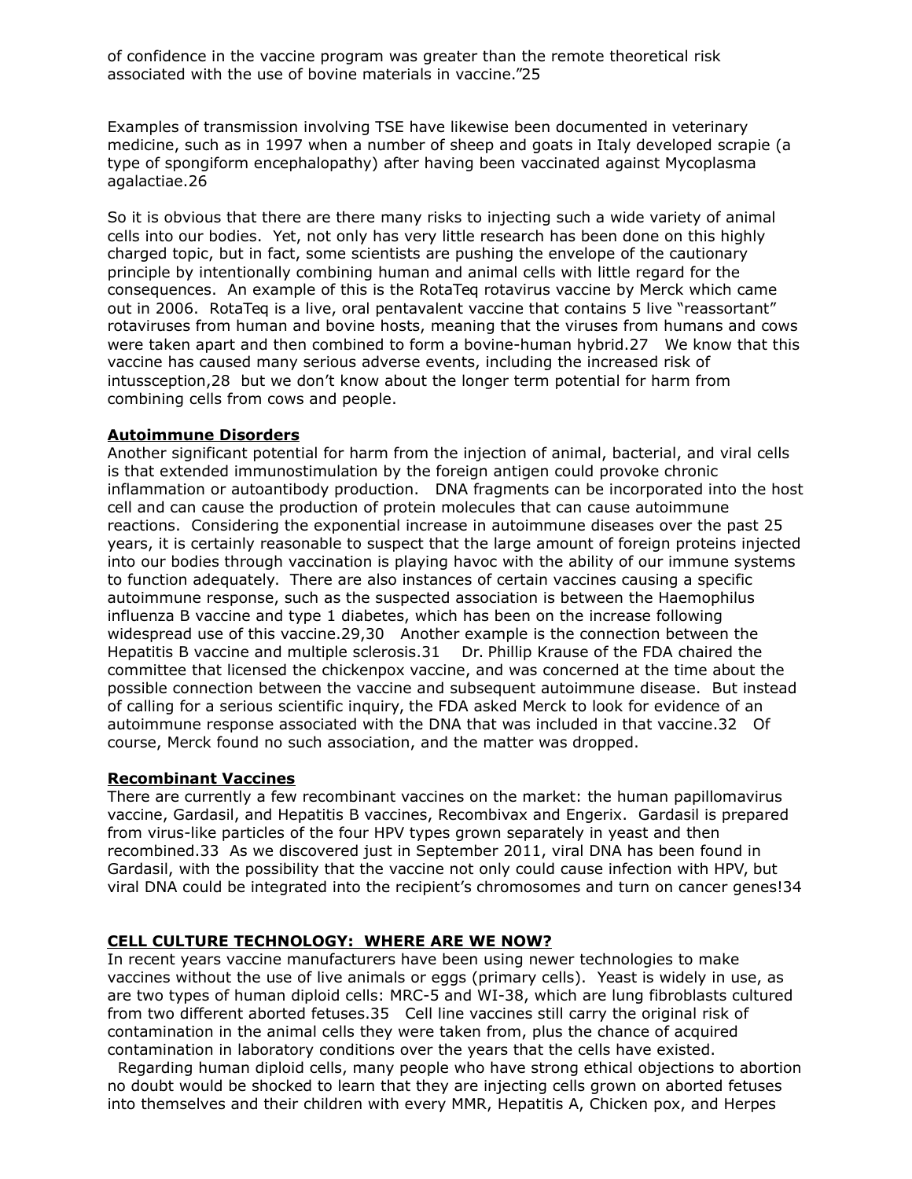of confidence in the vaccine program was greater than the remote theoretical risk associated with the use of bovine materials in vaccine."25

Examples of transmission involving TSE have likewise been documented in veterinary medicine, such as in 1997 when a number of sheep and goats in Italy developed scrapie (a type of spongiform encephalopathy) after having been vaccinated against Mycoplasma agalactiae.26

So it is obvious that there are there many risks to injecting such a wide variety of animal cells into our bodies. Yet, not only has very little research has been done on this highly charged topic, but in fact, some scientists are pushing the envelope of the cautionary principle by intentionally combining human and animal cells with little regard for the consequences. An example of this is the RotaTeq rotavirus vaccine by Merck which came out in 2006. RotaTeq is a live, oral pentavalent vaccine that contains 5 live "reassortant" rotaviruses from human and bovine hosts, meaning that the viruses from humans and cows were taken apart and then combined to form a bovine-human hybrid.27 We know that this vaccine has caused many serious adverse events, including the increased risk of intussception,28 but we don't know about the longer term potential for harm from combining cells from cows and people.

**Autoimmune Disorders**

Another significant potential for harm from the injection of animal, bacterial, and viral cells is that extended immunostimulation by the foreign antigen could provoke chronic inflammation or autoantibody production. DNA fragments can be incorporated into the host cell and can cause the production of protein molecules that can cause autoimmune reactions. Considering the exponential increase in autoimmune diseases over the past 25 years, it is certainly reasonable to suspect that the large amount of foreign proteins injected into our bodies through vaccination is playing havoc with the ability of our immune systems to function adequately. There are also instances of certain vaccines causing a specific autoimmune response, such as the suspected association is between the Haemophilus influenza B vaccine and type 1 diabetes, which has been on the increase following widespread use of this vaccine.29,30 Another example is the connection between the Hepatitis B vaccine and multiple sclerosis.31 Dr. Phillip Krause of the FDA chaired the committee that licensed the chickenpox vaccine, and was concerned at the time about the possible connection between the vaccine and subsequent autoimmune disease. But instead of calling for a serious scientific inquiry, the FDA asked Merck to look for evidence of an autoimmune response associated with the DNA that was included in that vaccine.32 Of course, Merck found no such association, and the matter was dropped.

**Recombinant Vaccines**

There are currently a few recombinant vaccines on the market: the human papillomavirus vaccine, Gardasil, and Hepatitis B vaccines, Recombivax and Engerix. Gardasil is prepared from virus-like particles of the four HPV types grown separately in yeast and then recombined.33 As we discovered just in September 2011, viral DNA has been found in Gardasil, with the possibility that the vaccine not only could cause infection with HPV, but viral DNA could be integrated into the recipient's chromosomes and turn on cancer genes!34

**CELL CULTURE TECHNOLOGY: WHERE ARE WE NOW?**

In recent years vaccine manufacturers have been using newer technologies to make vaccines without the use of live animals or eggs (primary cells). Yeast is widely in use, as are two types of human diploid cells: MRC-5 and WI-38, which are lung fibroblasts cultured from two different aborted fetuses.35 Cell line vaccines still carry the original risk of contamination in the animal cells they were taken from, plus the chance of acquired contamination in laboratory conditions over the years that the cells have existed.

Regarding human diploid cells, many people who have strong ethical objections to abortion no doubt would be shocked to learn that they are injecting cells grown on aborted fetuses into themselves and their children with every MMR, Hepatitis A, Chicken pox, and Herpes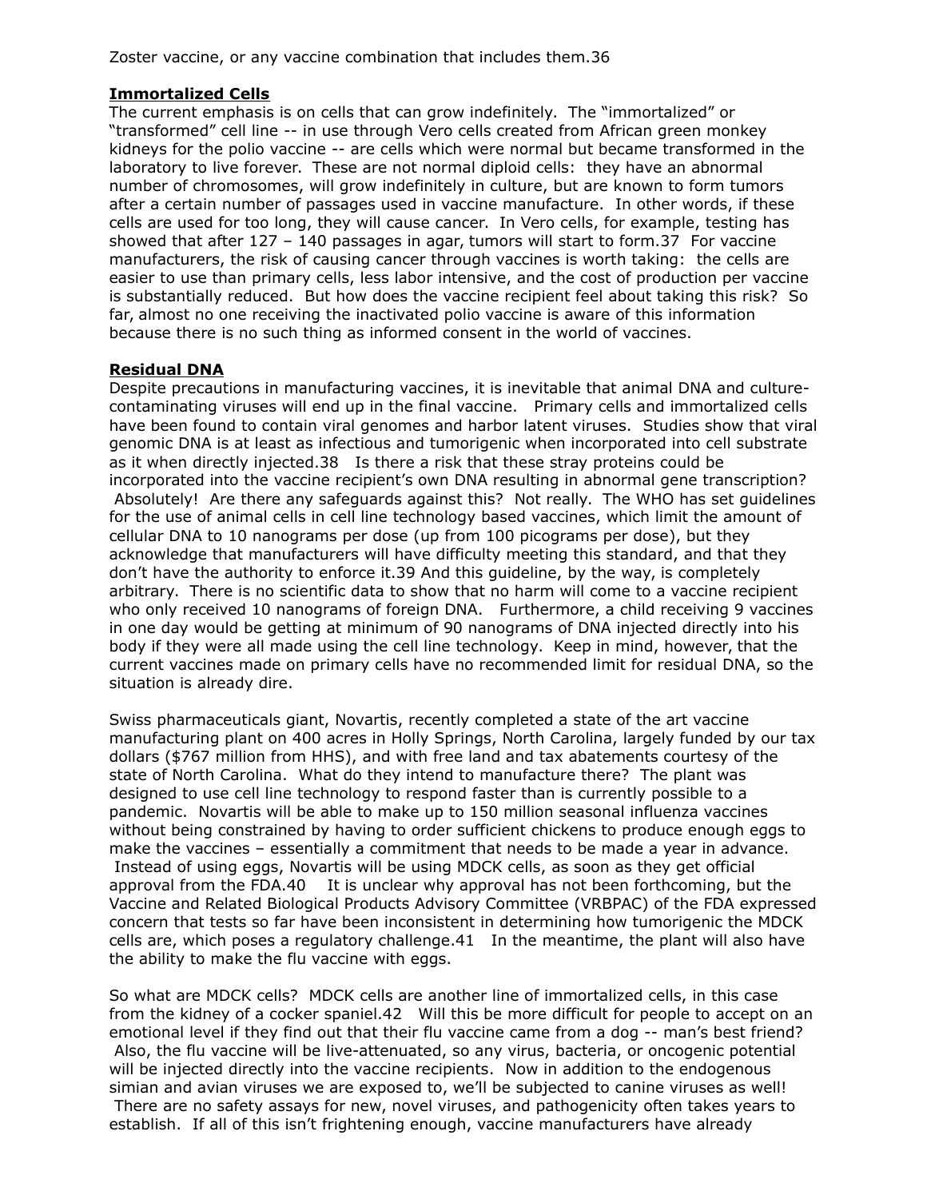Zoster vaccine, or any vaccine combination that includes them.36

**Immortalized Cells**

The current emphasis is on cells that can grow indefinitely. The "immortalized" or "transformed" cell line -- in use through Vero cells created from African green monkey kidneys for the polio vaccine -- are cells which were normal but became transformed in the laboratory to live forever. These are not normal diploid cells: they have an abnormal number of chromosomes, will grow indefinitely in culture, but are known to form tumors after a certain number of passages used in vaccine manufacture. In other words, if these cells are used for too long, they will cause cancer. In Vero cells, for example, testing has showed that after 127 – 140 passages in agar, tumors will start to form.37 For vaccine manufacturers, the risk of causing cancer through vaccines is worth taking: the cells are easier to use than primary cells, less labor intensive, and the cost of production per vaccine is substantially reduced. But how does the vaccine recipient feel about taking this risk? So far, almost no one receiving the inactivated polio vaccine is aware of this information because there is no such thing as informed consent in the world of vaccines.

**Residual DNA**

Despite precautions in manufacturing vaccines, it is inevitable that animal DNA and culture-contaminating viruses will end up in the final vaccine. Primary cells and immortalized cells have been found to contain viral genomes and harbor latent viruses. Studies show that viral genomic DNA is at least as infectious and tumorigenic when incorporated into cell substrate as it when directly injected.38 Is there a risk that these stray proteins could be incorporated into the vaccine recipient's own DNA resulting in abnormal gene transcription? Absolutely! Are there any safeguards against this? Not really. The WHO has set guidelines for the use of animal cells in cell line technology based vaccines, which limit the amount of cellular DNA to 10 nanograms per dose (up from 100 picograms per dose), but they acknowledge that manufacturers will have difficulty meeting this standard, and that they don't have the authority to enforce it.39 And this guideline, by the way, is completely arbitrary. There is no scientific data to show that no harm will come to a vaccine recipient who only received 10 nanograms of foreign DNA. Furthermore, a child receiving 9 vaccines in one day would be getting at minimum of 90 nanograms of DNA injected directly into his body if they were all made using the cell line technology. Keep in mind, however, that the current vaccines made on primary cells have no recommended limit for residual DNA, so the situation is already dire.

Swiss pharmaceuticals giant, Novartis, recently completed a state of the art vaccine manufacturing plant on 400 acres in Holly Springs, North Carolina, largely funded by our tax dollars ($767 million from HHS), and with free land and tax abatements courtesy of the state of North Carolina. What do they intend to manufacture there? The plant was designed to use cell line technology to respond faster than is currently possible to a pandemic. Novartis will be able to make up to 150 million seasonal influenza vaccines without being constrained by having to order sufficient chickens to produce enough eggs to make the vaccines – essentially a commitment that needs to be made a year in advance. Instead of using eggs, Novartis will be using MDCK cells, as soon as they get official approval from the FDA.40 It is unclear why approval has not been forthcoming, but the Vaccine and Related Biological Products Advisory Committee (VRBPAC) of the FDA expressed concern that tests so far have been inconsistent in determining how tumorigenic the MDCK cells are, which poses a regulatory challenge.41 In the meantime, the plant will also have the ability to make the flu vaccine with eggs.

So what are MDCK cells? MDCK cells are another line of immortalized cells, in this case from the kidney of a cocker spaniel.42 Will this be more difficult for people to accept on an emotional level if they find out that their flu vaccine came from a dog -- man's best friend? Also, the flu vaccine will be live-attenuated, so any virus, bacteria, or oncogenic potential will be injected directly into the vaccine recipients. Now in addition to the endogenous simian and avian viruses we are exposed to, we'll be subjected to canine viruses as well! There are no safety assays for new, novel viruses, and pathogenicity often takes years to establish. If all of this isn't frightening enough, vaccine manufacturers have already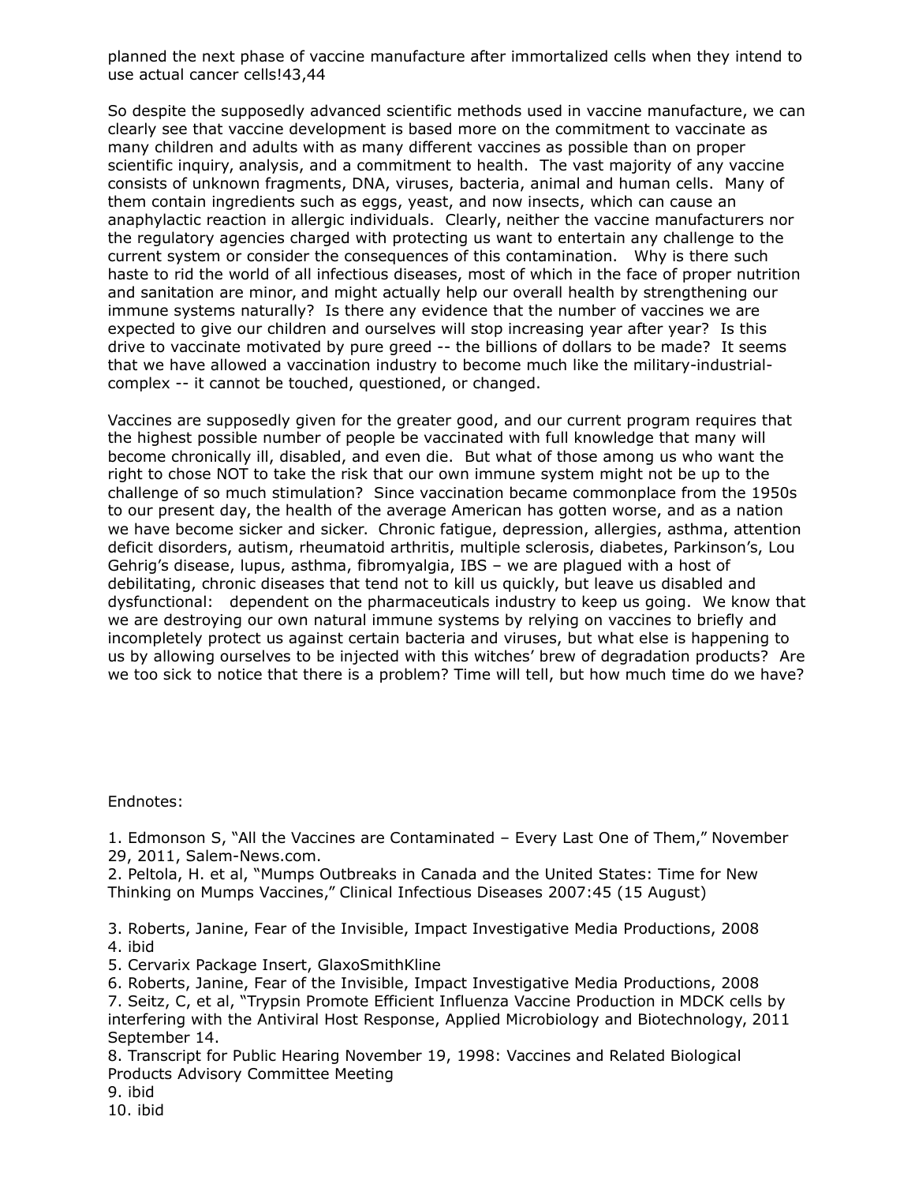planned the next phase of vaccine manufacture after immortalized cells when they intend to use actual cancer cells![43,44]

So despite the supposedly advanced scientific methods used in vaccine manufacture, we can clearly see that vaccine development is based more on the commitment to vaccinate as many children and adults with as many different vaccines as possible than on proper scientific inquiry, analysis, and a commitment to health. The vast majority of any vaccine consists of unknown fragments, DNA, viruses, bacteria, animal and human cells. Many of them contain ingredients such as eggs, yeast, and now insects, which can cause an anaphylactic reaction in allergic individuals. Clearly, neither the vaccine manufacturers nor the regulatory agencies charged with protecting us want to entertain any challenge to the current system or consider the consequences of this contamination. Why is there such haste to rid the world of all infectious diseases, most of which in the face of proper nutrition and sanitation are minor, and might actually help our overall health by strengthening our immune systems naturally? Is there any evidence that the number of vaccines we are expected to give our children and ourselves will stop increasing year after year? Is this drive to vaccinate motivated by pure greed -- the billions of dollars to be made? It seems that we have allowed a vaccination industry to become much like the military-industrial-complex -- it cannot be touched, questioned, or changed.

Vaccines are supposedly given for the greater good, and our current program requires that the highest possible number of people be vaccinated with full knowledge that many will become chronically ill, disabled, and even die. But what of those among us who want the right to chose NOT to take the risk that our own immune system might not be up to the challenge of so much stimulation? Since vaccination became commonplace from the 1950s to our present day, the health of the average American has gotten worse, and as a nation we have become sicker and sicker. Chronic fatigue, depression, allergies, asthma, attention deficit disorders, autism, rheumatoid arthritis, multiple sclerosis, diabetes, Parkinson's, Lou Gehrig's disease, lupus, asthma, fibromyalgia, IBS – we are plagued with a host of debilitating, chronic diseases that tend not to kill us quickly, but leave us disabled and dysfunctional: dependent on the pharmaceuticals industry to keep us going. We know that we are destroying our own natural immune systems by relying on vaccines to briefly and incompletely protect us against certain bacteria and viruses, but what else is happening to us by allowing ourselves to be injected with this witches' brew of degradation products? Are we too sick to notice that there is a problem? Time will tell, but how much time do we have?

Endnotes:

1. Edmonson S, "All the Vaccines are Contaminated – Every Last One of Them," November 29, 2011, Salem-News.com.
2. Peltola, H. et al, "Mumps Outbreaks in Canada and the United States: Time for New Thinking on Mumps Vaccines," Clinical Infectious Diseases 2007:45 (15 August)
3. Roberts, Janine, Fear of the Invisible, Impact Investigative Media Productions, 2008
4. ibid
5. Cervarix Package Insert, GlaxoSmithKline
6. Roberts, Janine, Fear of the Invisible, Impact Investigative Media Productions, 2008
7. Seitz, C, et al, "Trypsin Promote Efficient Influenza Vaccine Production in MDCK cells by interfering with the Antiviral Host Response, Applied Microbiology and Biotechnology, 2011 September 14.
8. Transcript for Public Hearing November 19, 1998: Vaccines and Related Biological Products Advisory Committee Meeting
9. ibid
10. ibid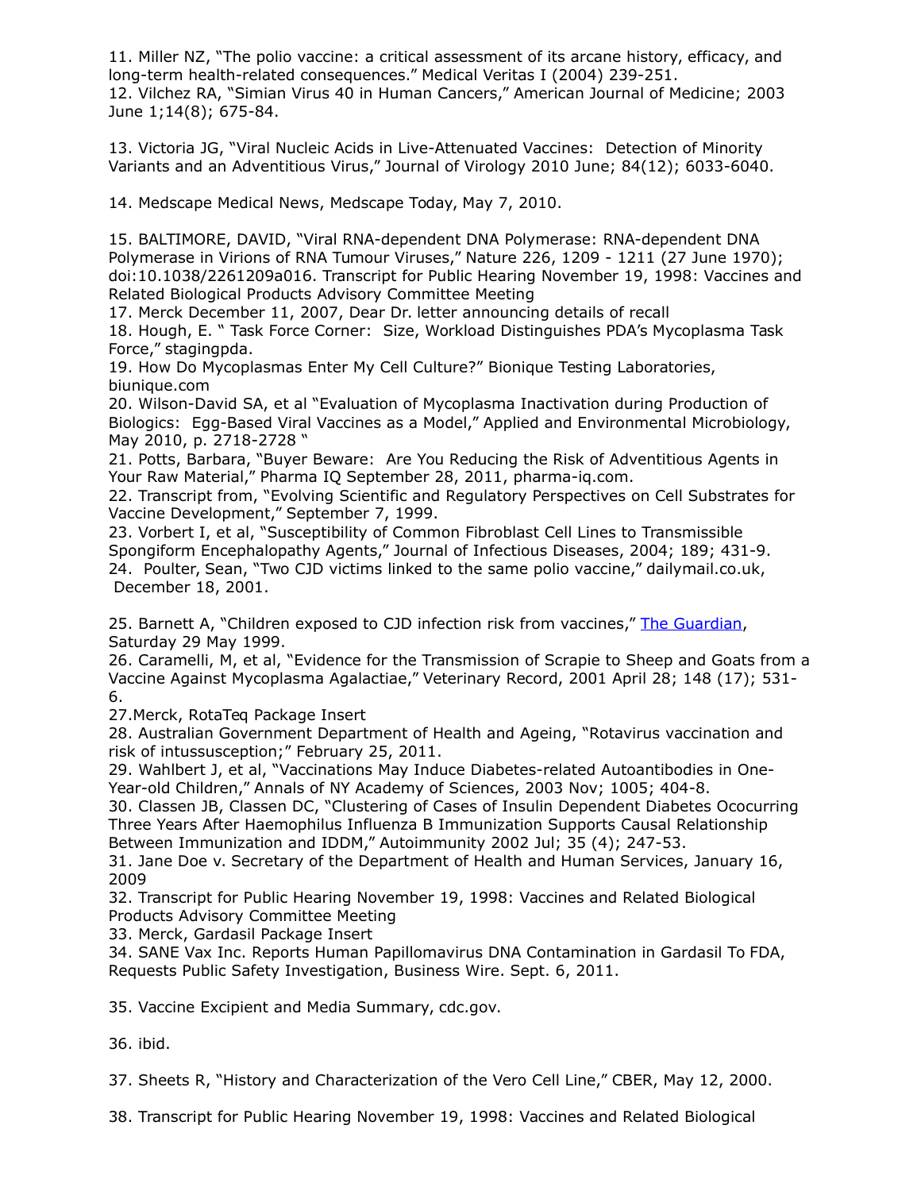11. Miller NZ, "The polio vaccine: a critical assessment of its arcane history, efficacy, and long-term health-related consequences." Medical Veritas I (2004) 239-251.
12. Vilchez RA, "Simian Virus 40 in Human Cancers," American Journal of Medicine; 2003 June 1;14(8); 675-84.

13. Victoria JG, "Viral Nucleic Acids in Live-Attenuated Vaccines: Detection of Minority Variants and an Adventitious Virus," Journal of Virology 2010 June; 84(12); 6033-6040.

14. Medscape Medical News, Medscape Today, May 7, 2010.

15. BALTIMORE, DAVID, "Viral RNA-dependent DNA Polymerase: RNA-dependent DNA Polymerase in Virions of RNA Tumour Viruses," Nature 226, 1209 - 1211 (27 June 1970); doi:10.1038/2261209a016. Transcript for Public Hearing November 19, 1998: Vaccines and Related Biological Products Advisory Committee Meeting
17. Merck December 11, 2007, Dear Dr. letter announcing details of recall
18. Hough, E. " Task Force Corner: Size, Workload Distinguishes PDA's Mycoplasma Task Force," stagingpda.
19. How Do Mycoplasmas Enter My Cell Culture?" Bionique Testing Laboratories, biunique.com
20. Wilson-David SA, et al "Evaluation of Mycoplasma Inactivation during Production of Biologics: Egg-Based Viral Vaccines as a Model," Applied and Environmental Microbiology, May 2010, p. 2718-2728 "
21. Potts, Barbara, "Buyer Beware: Are You Reducing the Risk of Adventitious Agents in Your Raw Material," Pharma IQ September 28, 2011, pharma-iq.com.
22. Transcript from, "Evolving Scientific and Regulatory Perspectives on Cell Substrates for Vaccine Development," September 7, 1999.
23. Vorbert I, et al, "Susceptibility of Common Fibroblast Cell Lines to Transmissible Spongiform Encephalopathy Agents," Journal of Infectious Diseases, 2004; 189; 431-9.
24. Poulter, Sean, "Two CJD victims linked to the same polio vaccine," dailymail.co.uk, December 18, 2001.

25. Barnett A, "Children exposed to CJD infection risk from vaccines," The Guardian, Saturday 29 May 1999.
26. Caramelli, M, et al, "Evidence for the Transmission of Scrapie to Sheep and Goats from a Vaccine Against Mycoplasma Agalactiae," Veterinary Record, 2001 April 28; 148 (17); 531-6.
27.Merck, RotaTeq Package Insert
28. Australian Government Department of Health and Ageing, "Rotavirus vaccination and risk of intussusception;" February 25, 2011.
29. Wahlbert J, et al, "Vaccinations May Induce Diabetes-related Autoantibodies in One-Year-old Children," Annals of NY Academy of Sciences, 2003 Nov; 1005; 404-8.
30. Classen JB, Classen DC, "Clustering of Cases of Insulin Dependent Diabetes Ococurring Three Years After Haemophilus Influenza B Immunization Supports Causal Relationship Between Immunization and IDDM," Autoimmunity 2002 Jul; 35 (4); 247-53.
31. Jane Doe v. Secretary of the Department of Health and Human Services, January 16, 2009
32. Transcript for Public Hearing November 19, 1998: Vaccines and Related Biological Products Advisory Committee Meeting
33. Merck, Gardasil Package Insert
34. SANE Vax Inc. Reports Human Papillomavirus DNA Contamination in Gardasil To FDA, Requests Public Safety Investigation, Business Wire. Sept. 6, 2011.

35. Vaccine Excipient and Media Summary, cdc.gov.

36. ibid.

37. Sheets R, "History and Characterization of the Vero Cell Line," CBER, May 12, 2000.

38. Transcript for Public Hearing November 19, 1998: Vaccines and Related Biological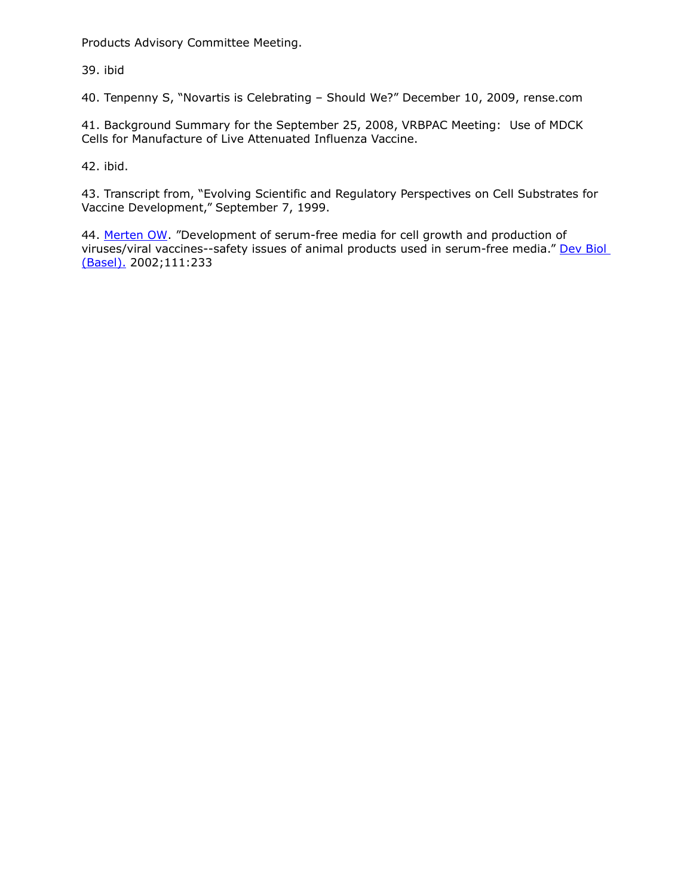Products Advisory Committee Meeting.

39. ibid

40. Tenpenny S, "Novartis is Celebrating – Should We?" December 10, 2009, rense.com

41. Background Summary for the September 25, 2008, VRBPAC Meeting: Use of MDCK Cells for Manufacture of Live Attenuated Influenza Vaccine.

42. ibid.

43. Transcript from, "Evolving Scientific and Regulatory Perspectives on Cell Substrates for Vaccine Development," September 7, 1999.

44. Merten OW. "Development of serum-free media for cell growth and production of viruses/viral vaccines--safety issues of animal products used in serum-free media." Dev Biol (Basel). 2002;111:233